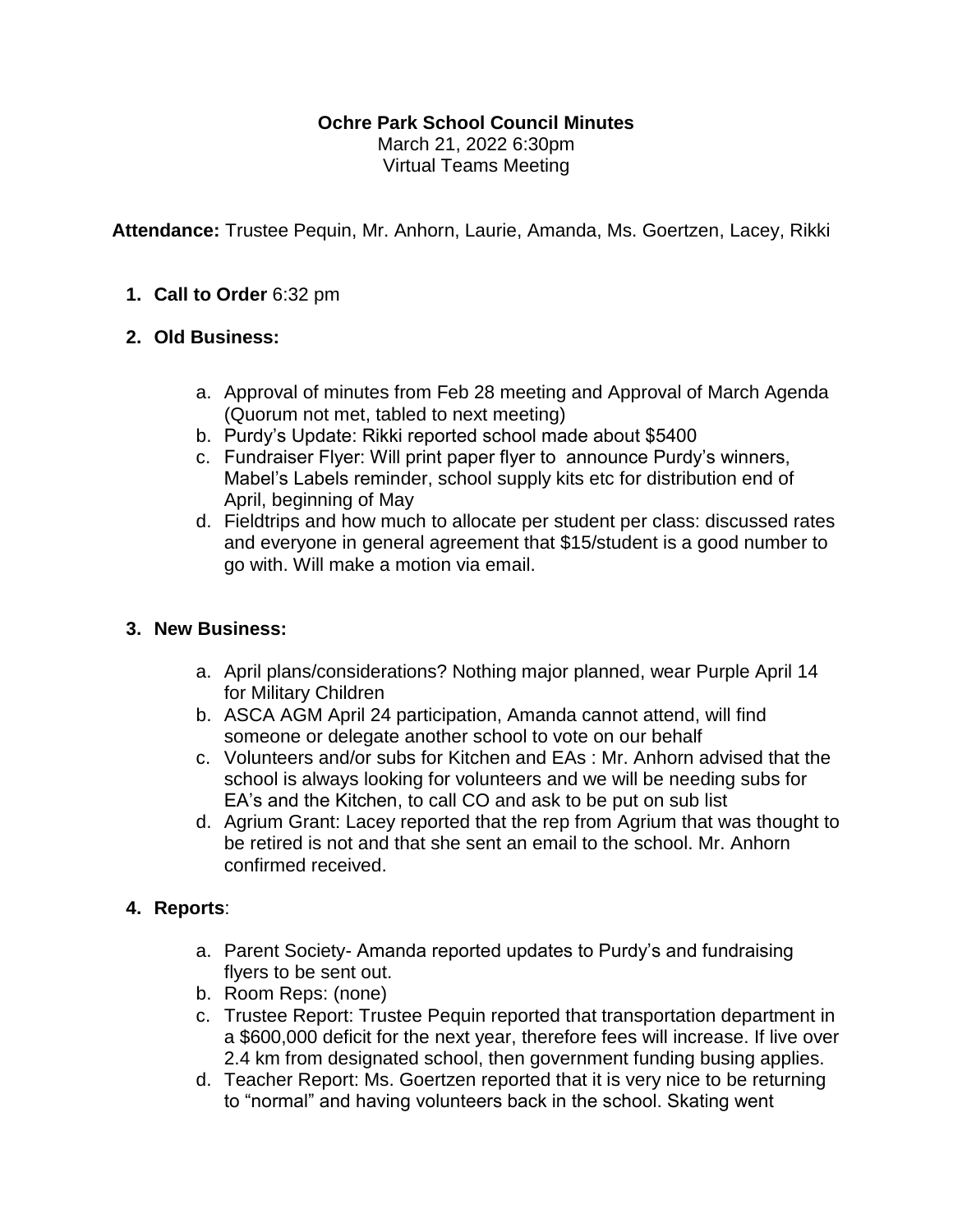**Ochre Park School Council Minutes**
March 21, 2022 6:30pm
Virtual Teams Meeting

**Attendance:** Trustee Pequin, Mr. Anhorn, Laurie, Amanda, Ms. Goertzen, Lacey, Rikki

1. **Call to Order** 6:32 pm

2. **Old Business:**

   a. Approval of minutes from Feb 28 meeting and Approval of March Agenda (Quorum not met, tabled to next meeting)
   b. Purdy's Update: Rikki reported school made about $5400
   c. Fundraiser Flyer: Will print paper flyer to announce Purdy's winners, Mabel's Labels reminder, school supply kits etc for distribution end of April, beginning of May
   d. Fieldtrips and how much to allocate per student per class: discussed rates and everyone in general agreement that $15/student is a good number to go with. Will make a motion via email.

3. **New Business:**

   a. April plans/considerations? Nothing major planned, wear Purple April 14 for Military Children
   b. ASCA AGM April 24 participation, Amanda cannot attend, will find someone or delegate another school to vote on our behalf
   c. Volunteers and/or subs for Kitchen and EAs : Mr. Anhorn advised that the school is always looking for volunteers and we will be needing subs for EA's and the Kitchen, to call CO and ask to be put on sub list
   d. Agrium Grant: Lacey reported that the rep from Agrium that was thought to be retired is not and that she sent an email to the school. Mr. Anhorn confirmed received.

4. **Reports**:

   a. Parent Society- Amanda reported updates to Purdy's and fundraising flyers to be sent out.
   b. Room Reps: (none)
   c. Trustee Report: Trustee Pequin reported that transportation department in a $600,000 deficit for the next year, therefore fees will increase. If live over 2.4 km from designated school, then government funding busing applies.
   d. Teacher Report: Ms. Goertzen reported that it is very nice to be returning to "normal" and having volunteers back in the school. Skating went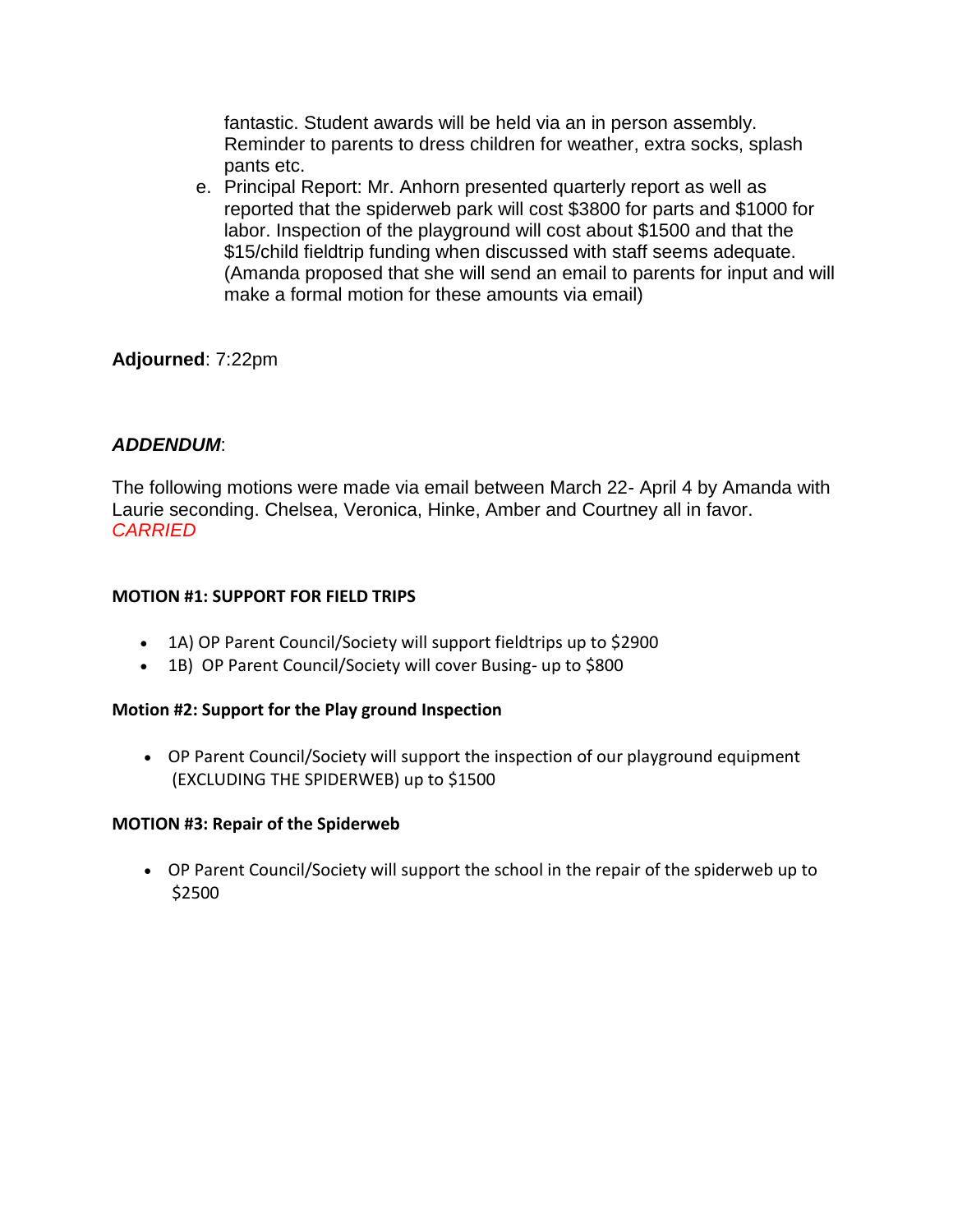fantastic. Student awards will be held via an in person assembly. Reminder to parents to dress children for weather, extra socks, splash pants etc.

e. Principal Report: Mr. Anhorn presented quarterly report as well as reported that the spiderweb park will cost $3800 for parts and $1000 for labor. Inspection of the playground will cost about $1500 and that the $15/child fieldtrip funding when discussed with staff seems adequate. (Amanda proposed that she will send an email to parents for input and will make a formal motion for these amounts via email)

**Adjourned**: 7:22pm

***ADDENDUM***:

The following motions were made via email between March 22- April 4 by Amanda with Laurie seconding. Chelsea, Veronica, Hinke, Amber and Courtney all in favor. *CARRIED*

**MOTION #1: SUPPORT FOR FIELD TRIPS**

- 1A) OP Parent Council/Society will support fieldtrips up to $2900
- 1B) OP Parent Council/Society will cover Busing- up to $800

**Motion #2: Support for the Play ground Inspection**

- OP Parent Council/Society will support the inspection of our playground equipment (EXCLUDING THE SPIDERWEB) up to $1500

**MOTION #3: Repair of the Spiderweb**

- OP Parent Council/Society will support the school in the repair of the spiderweb up to $2500